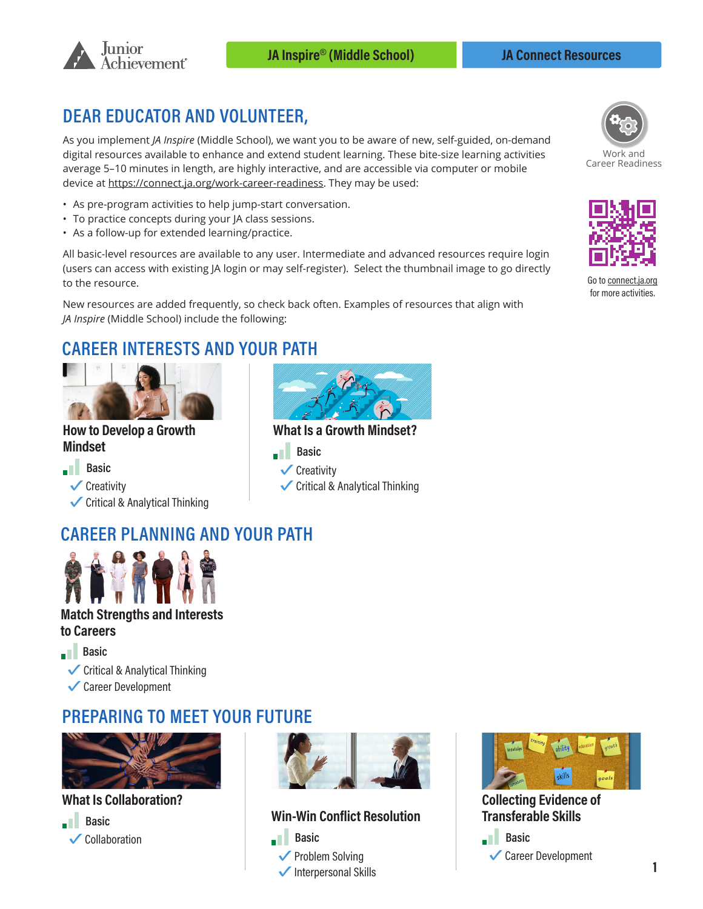Junior Achievement

**JA Inspire® (Middle School)** | **JA Connect Resources**

## DEAR EDUCATOR AND VOLUNTEER,

As you implement *JA Inspire* (Middle School), we want you to be aware of new, self-guided, on-demand digital resources available to enhance and extend student learning. These bite-size learning activities average 5–10 minutes in length, are highly interactive, and are accessible via computer or mobile device at https://connect.ja.org/work-career-readiness. They may be used:

- As pre-program activities to help jump-start conversation.
- To practice concepts during your JA class sessions.
- As a follow-up for extended learning/practice.

All basic-level resources are available to any user. Intermediate and advanced resources require login (users can access with existing JA login or may self-register). Select the thumbnail image to go directly to the resource.

New resources are added frequently, so check back often. Examples of resources that align with *JA Inspire* (Middle School) include the following:

Work and Career Readiness

Go to connect.ja.org for more activities.

## CAREER INTERESTS AND YOUR PATH

### How to Develop a Growth Mindset

Basic

- ✓ Creativity
- ✓ Critical & Analytical Thinking

### What Is a Growth Mindset?

Basic

- ✓ Creativity
- ✓ Critical & Analytical Thinking

## CAREER PLANNING AND YOUR PATH

### Match Strengths and Interests to Careers

Basic

- ✓ Critical & Analytical Thinking
- ✓ Career Development

## PREPARING TO MEET YOUR FUTURE

### What Is Collaboration?

Basic

- ✓ Collaboration

### Win-Win Conflict Resolution

Basic

- ✓ Problem Solving
- ✓ Interpersonal Skills

### Collecting Evidence of Transferable Skills

Basic

- ✓ Career Development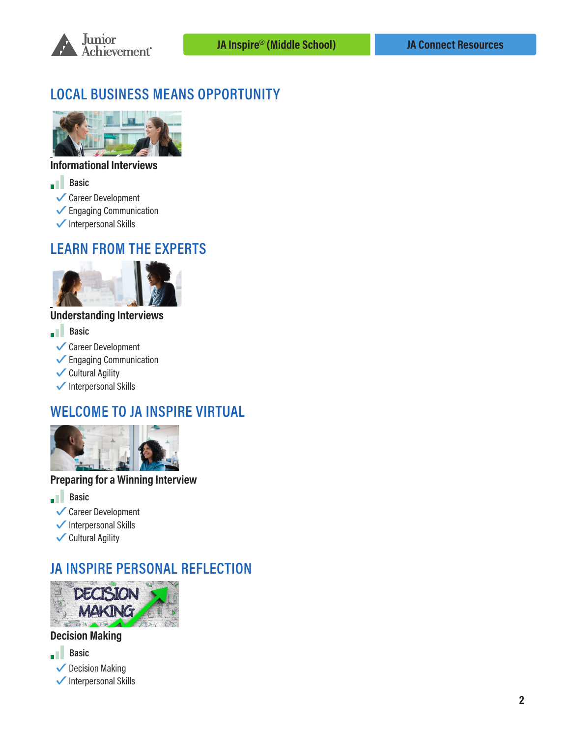JA Inspire® (Middle School) | JA Connect Resources

## LOCAL BUSINESS MEANS OPPORTUNITY

### Informational Interviews

Basic

- ✓ Career Development
- ✓ Engaging Communication
- ✓ Interpersonal Skills

## LEARN FROM THE EXPERTS

### Understanding Interviews

Basic

- ✓ Career Development
- ✓ Engaging Communication
- ✓ Cultural Agility
- ✓ Interpersonal Skills

## WELCOME TO JA INSPIRE VIRTUAL

### Preparing for a Winning Interview

Basic

- ✓ Career Development
- ✓ Interpersonal Skills
- ✓ Cultural Agility

## JA INSPIRE PERSONAL REFLECTION

### Decision Making

Basic

- ✓ Decision Making
- ✓ Interpersonal Skills